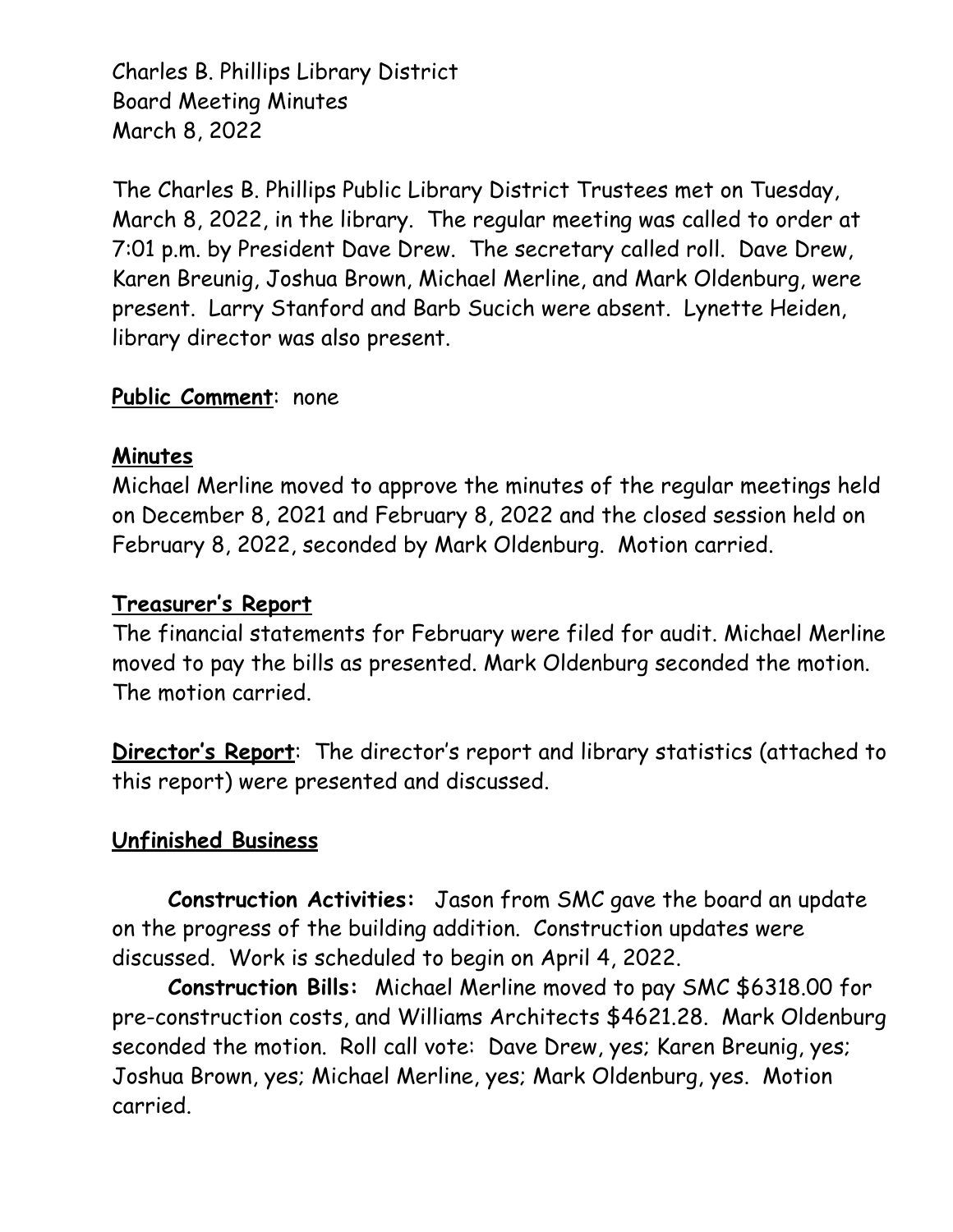Charles B. Phillips Library District
Board Meeting Minutes
March 8, 2022

The Charles B. Phillips Public Library District Trustees met on Tuesday, March 8, 2022, in the library. The regular meeting was called to order at 7:01 p.m. by President Dave Drew. The secretary called roll. Dave Drew, Karen Breunig, Joshua Brown, Michael Merline, and Mark Oldenburg, were present. Larry Stanford and Barb Sucich were absent. Lynette Heiden, library director was also present.

**Public Comment**: none

## **Minutes**

Michael Merline moved to approve the minutes of the regular meetings held on December 8, 2021 and February 8, 2022 and the closed session held on February 8, 2022, seconded by Mark Oldenburg. Motion carried.

## **Treasurer's Report**

The financial statements for February were filed for audit. Michael Merline moved to pay the bills as presented. Mark Oldenburg seconded the motion. The motion carried.

**Director's Report**: The director's report and library statistics (attached to this report) were presented and discussed.

## **Unfinished Business**

**Construction Activities:** Jason from SMC gave the board an update on the progress of the building addition. Construction updates were discussed. Work is scheduled to begin on April 4, 2022.

**Construction Bills:** Michael Merline moved to pay SMC $6318.00 for pre-construction costs, and Williams Architects $4621.28. Mark Oldenburg seconded the motion. Roll call vote: Dave Drew, yes; Karen Breunig, yes; Joshua Brown, yes; Michael Merline, yes; Mark Oldenburg, yes. Motion carried.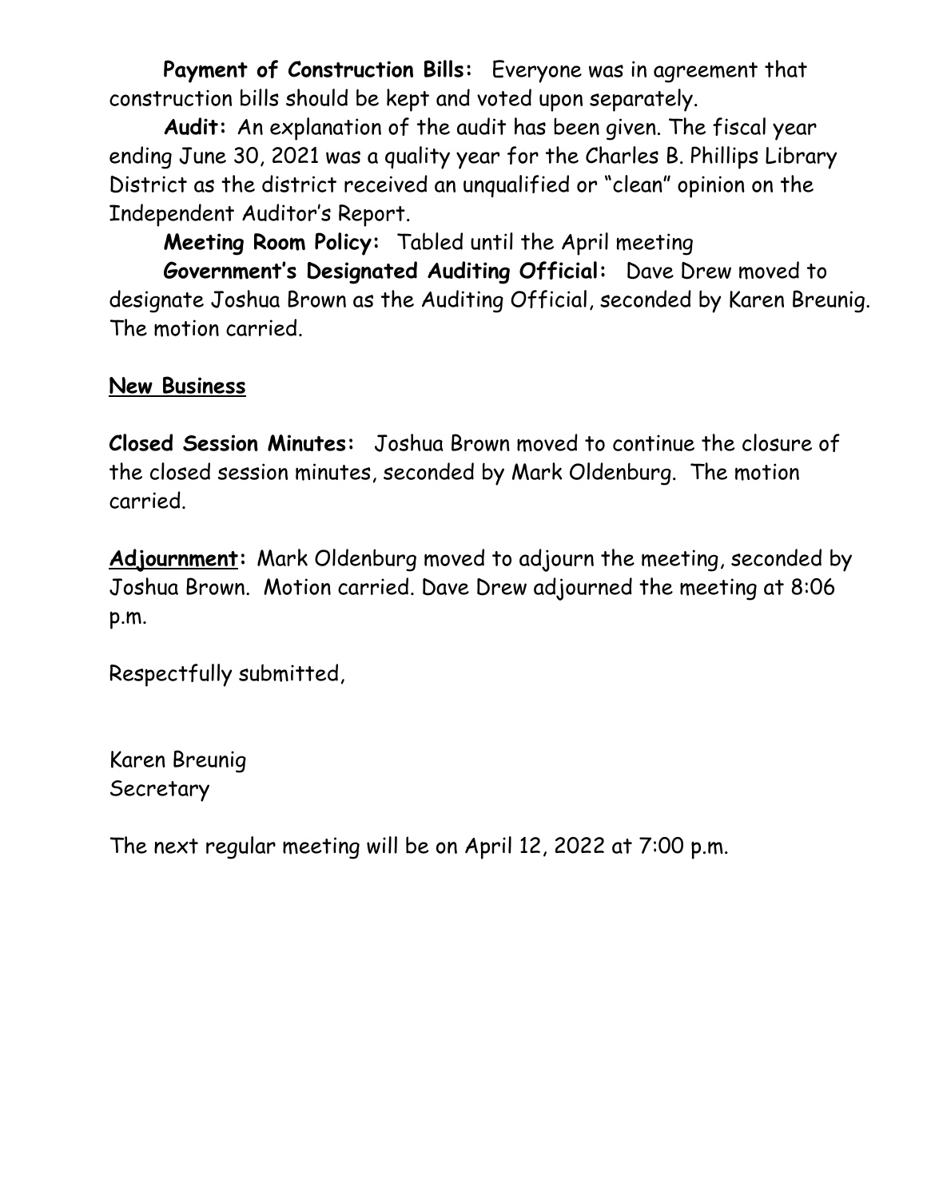**Payment of Construction Bills:** Everyone was in agreement that construction bills should be kept and voted upon separately.

**Audit:** An explanation of the audit has been given. The fiscal year ending June 30, 2021 was a quality year for the Charles B. Phillips Library District as the district received an unqualified or "clean" opinion on the Independent Auditor's Report.

**Meeting Room Policy:** Tabled until the April meeting

**Government's Designated Auditing Official:** Dave Drew moved to designate Joshua Brown as the Auditing Official, seconded by Karen Breunig. The motion carried.

## New Business

**Closed Session Minutes:** Joshua Brown moved to continue the closure of the closed session minutes, seconded by Mark Oldenburg. The motion carried.

**Adjournment:** Mark Oldenburg moved to adjourn the meeting, seconded by Joshua Brown. Motion carried. Dave Drew adjourned the meeting at 8:06 p.m.

Respectfully submitted,

Karen Breunig
Secretary

The next regular meeting will be on April 12, 2022 at 7:00 p.m.